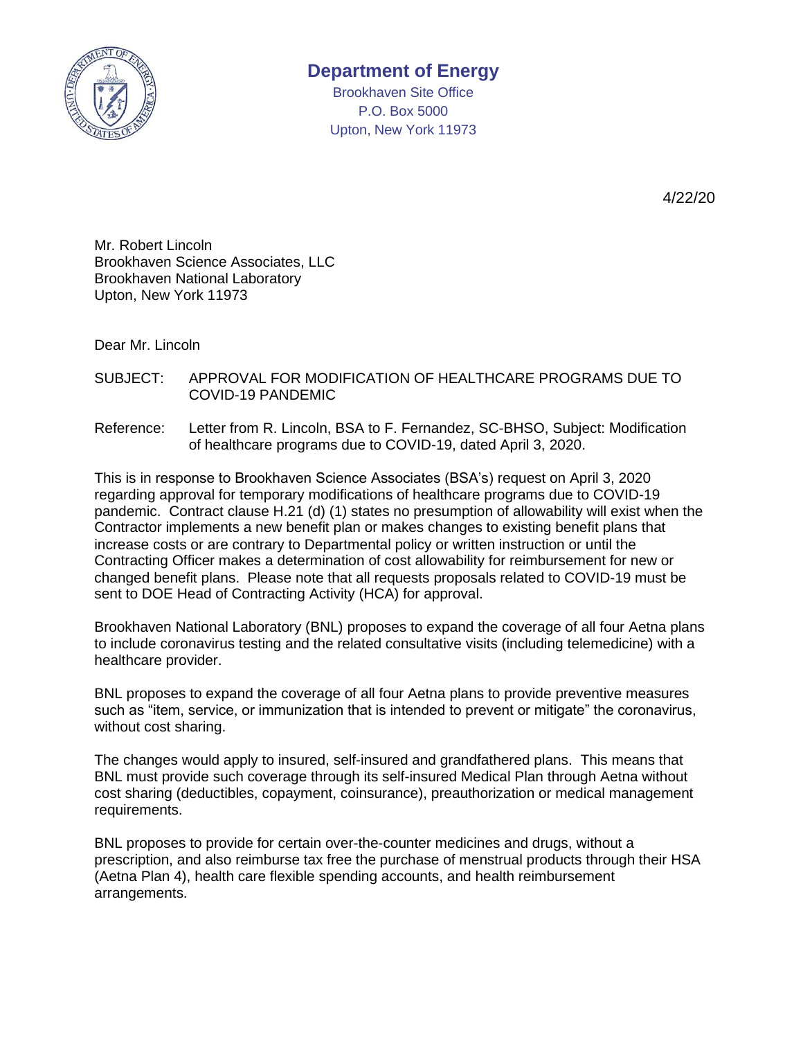**Department of Energy**
Brookhaven Site Office
P.O. Box 5000
Upton, New York 11973

4/22/20

Mr. Robert Lincoln
Brookhaven Science Associates, LLC
Brookhaven National Laboratory
Upton, New York 11973

Dear Mr. Lincoln

SUBJECT: APPROVAL FOR MODIFICATION OF HEALTHCARE PROGRAMS DUE TO COVID-19 PANDEMIC

Reference: Letter from R. Lincoln, BSA to F. Fernandez, SC-BHSO, Subject: Modification of healthcare programs due to COVID-19, dated April 3, 2020.

This is in response to Brookhaven Science Associates (BSA's) request on April 3, 2020 regarding approval for temporary modifications of healthcare programs due to COVID-19 pandemic. Contract clause H.21 (d) (1) states no presumption of allowability will exist when the Contractor implements a new benefit plan or makes changes to existing benefit plans that increase costs or are contrary to Departmental policy or written instruction or until the Contracting Officer makes a determination of cost allowability for reimbursement for new or changed benefit plans. Please note that all requests proposals related to COVID-19 must be sent to DOE Head of Contracting Activity (HCA) for approval.

Brookhaven National Laboratory (BNL) proposes to expand the coverage of all four Aetna plans to include coronavirus testing and the related consultative visits (including telemedicine) with a healthcare provider.

BNL proposes to expand the coverage of all four Aetna plans to provide preventive measures such as "item, service, or immunization that is intended to prevent or mitigate" the coronavirus, without cost sharing.

The changes would apply to insured, self-insured and grandfathered plans. This means that BNL must provide such coverage through its self-insured Medical Plan through Aetna without cost sharing (deductibles, copayment, coinsurance), preauthorization or medical management requirements.

BNL proposes to provide for certain over-the-counter medicines and drugs, without a prescription, and also reimburse tax free the purchase of menstrual products through their HSA (Aetna Plan 4), health care flexible spending accounts, and health reimbursement arrangements.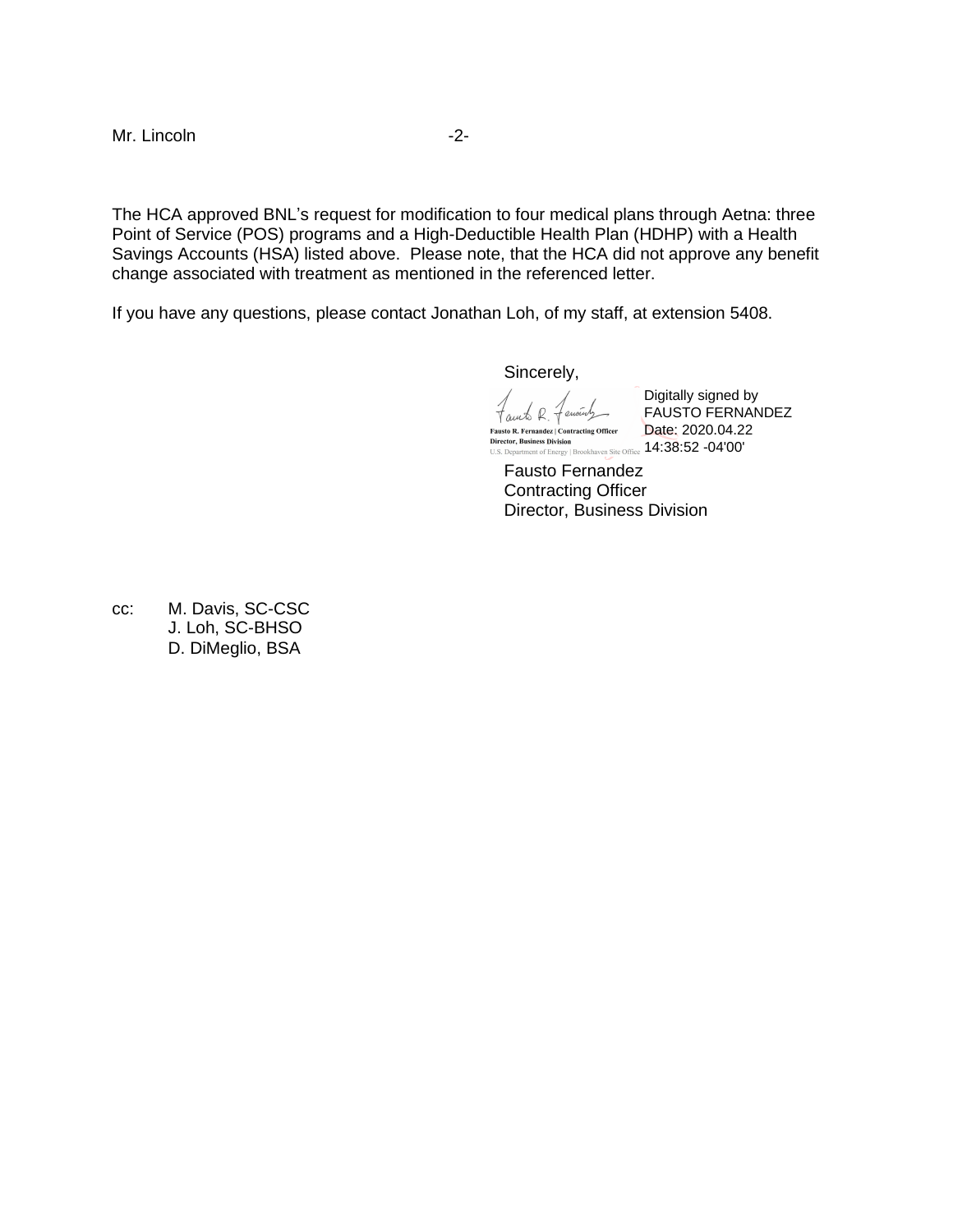The HCA approved BNL's request for modification to four medical plans through Aetna: three Point of Service (POS) programs and a High-Deductible Health Plan (HDHP) with a Health Savings Accounts (HSA) listed above. Please note, that the HCA did not approve any benefit change associated with treatment as mentioned in the referenced letter.

If you have any questions, please contact Jonathan Loh, of my staff, at extension 5408.

Sincerely,

Fausto R. Fernandez | Contracting Officer
Director, Business Division
U.S. Department of Energy | Brookhaven Site Office

Digitally signed by FAUSTO FERNANDEZ
Date: 2020.04.22 14:38:52 -04'00'

Fausto Fernandez
Contracting Officer
Director, Business Division

cc: M. Davis, SC-CSC
J. Loh, SC-BHSO
D. DiMeglio, BSA